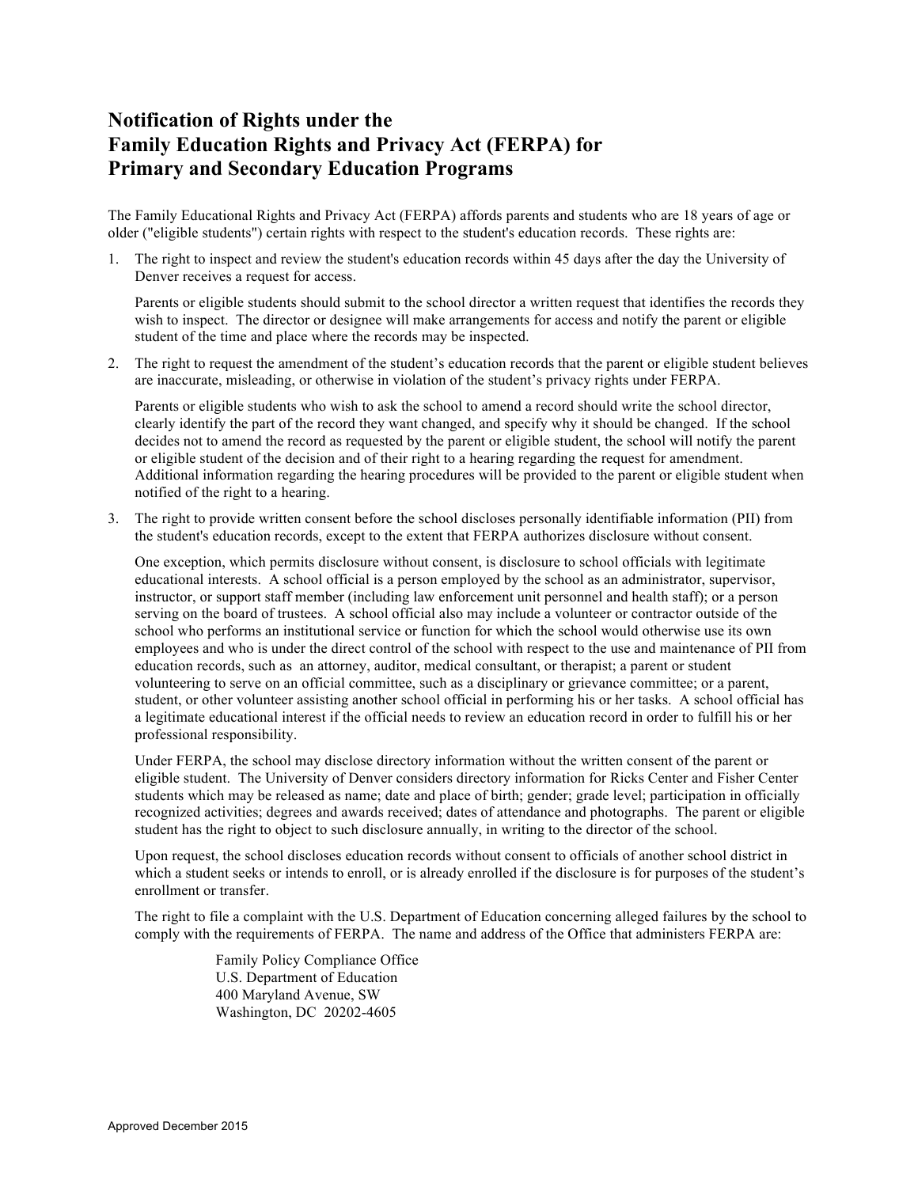# Notification of Rights under the Family Education Rights and Privacy Act (FERPA) for Primary and Secondary Education Programs

The Family Educational Rights and Privacy Act (FERPA) affords parents and students who are 18 years of age or older ("eligible students") certain rights with respect to the student's education records. These rights are:

1. The right to inspect and review the student's education records within 45 days after the day the University of Denver receives a request for access.

   Parents or eligible students should submit to the school director a written request that identifies the records they wish to inspect. The director or designee will make arrangements for access and notify the parent or eligible student of the time and place where the records may be inspected.

2. The right to request the amendment of the student's education records that the parent or eligible student believes are inaccurate, misleading, or otherwise in violation of the student's privacy rights under FERPA.

   Parents or eligible students who wish to ask the school to amend a record should write the school director, clearly identify the part of the record they want changed, and specify why it should be changed. If the school decides not to amend the record as requested by the parent or eligible student, the school will notify the parent or eligible student of the decision and of their right to a hearing regarding the request for amendment. Additional information regarding the hearing procedures will be provided to the parent or eligible student when notified of the right to a hearing.

3. The right to provide written consent before the school discloses personally identifiable information (PII) from the student's education records, except to the extent that FERPA authorizes disclosure without consent.

   One exception, which permits disclosure without consent, is disclosure to school officials with legitimate educational interests. A school official is a person employed by the school as an administrator, supervisor, instructor, or support staff member (including law enforcement unit personnel and health staff); or a person serving on the board of trustees. A school official also may include a volunteer or contractor outside of the school who performs an institutional service or function for which the school would otherwise use its own employees and who is under the direct control of the school with respect to the use and maintenance of PII from education records, such as an attorney, auditor, medical consultant, or therapist; a parent or student volunteering to serve on an official committee, such as a disciplinary or grievance committee; or a parent, student, or other volunteer assisting another school official in performing his or her tasks. A school official has a legitimate educational interest if the official needs to review an education record in order to fulfill his or her professional responsibility.

   Under FERPA, the school may disclose directory information without the written consent of the parent or eligible student. The University of Denver considers directory information for Ricks Center and Fisher Center students which may be released as name; date and place of birth; gender; grade level; participation in officially recognized activities; degrees and awards received; dates of attendance and photographs. The parent or eligible student has the right to object to such disclosure annually, in writing to the director of the school.

   Upon request, the school discloses education records without consent to officials of another school district in which a student seeks or intends to enroll, or is already enrolled if the disclosure is for purposes of the student's enrollment or transfer.

   The right to file a complaint with the U.S. Department of Education concerning alleged failures by the school to comply with the requirements of FERPA. The name and address of the Office that administers FERPA are:

   Family Policy Compliance Office
   U.S. Department of Education
   400 Maryland Avenue, SW
   Washington, DC 20202-4605

Approved December 2015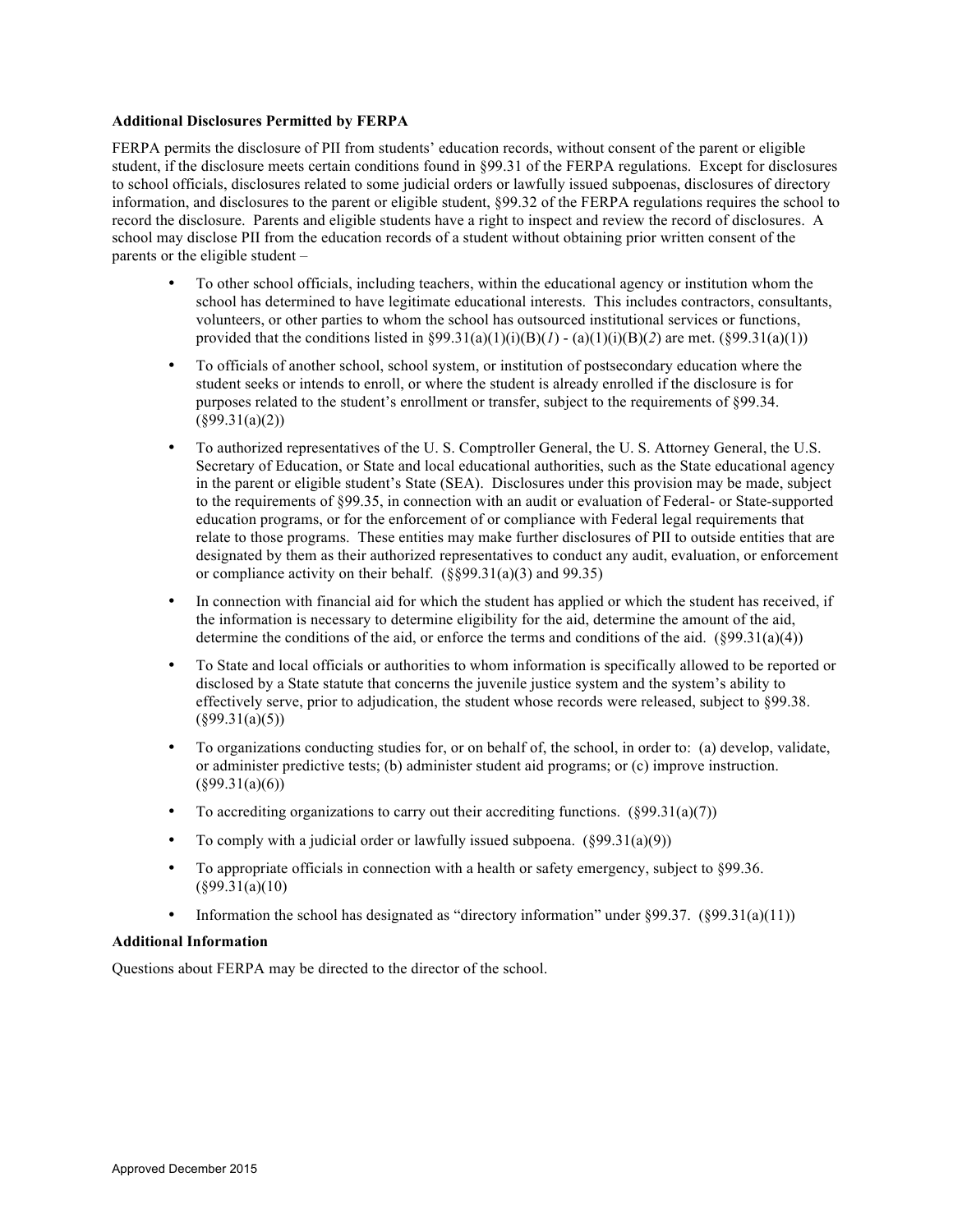**Additional Disclosures Permitted by FERPA**

FERPA permits the disclosure of PII from students' education records, without consent of the parent or eligible student, if the disclosure meets certain conditions found in §99.31 of the FERPA regulations. Except for disclosures to school officials, disclosures related to some judicial orders or lawfully issued subpoenas, disclosures of directory information, and disclosures to the parent or eligible student, §99.32 of the FERPA regulations requires the school to record the disclosure. Parents and eligible students have a right to inspect and review the record of disclosures. A school may disclose PII from the education records of a student without obtaining prior written consent of the parents or the eligible student –

- To other school officials, including teachers, within the educational agency or institution whom the school has determined to have legitimate educational interests. This includes contractors, consultants, volunteers, or other parties to whom the school has outsourced institutional services or functions, provided that the conditions listed in §99.31(a)(1)(i)(B)(*1*) - (a)(1)(i)(B)(*2*) are met. (§99.31(a)(1))
- To officials of another school, school system, or institution of postsecondary education where the student seeks or intends to enroll, or where the student is already enrolled if the disclosure is for purposes related to the student's enrollment or transfer, subject to the requirements of §99.34. (§99.31(a)(2))
- To authorized representatives of the U. S. Comptroller General, the U. S. Attorney General, the U.S. Secretary of Education, or State and local educational authorities, such as the State educational agency in the parent or eligible student's State (SEA). Disclosures under this provision may be made, subject to the requirements of §99.35, in connection with an audit or evaluation of Federal- or State-supported education programs, or for the enforcement of or compliance with Federal legal requirements that relate to those programs. These entities may make further disclosures of PII to outside entities that are designated by them as their authorized representatives to conduct any audit, evaluation, or enforcement or compliance activity on their behalf. (§§99.31(a)(3) and 99.35)
- In connection with financial aid for which the student has applied or which the student has received, if the information is necessary to determine eligibility for the aid, determine the amount of the aid, determine the conditions of the aid, or enforce the terms and conditions of the aid. (§99.31(a)(4))
- To State and local officials or authorities to whom information is specifically allowed to be reported or disclosed by a State statute that concerns the juvenile justice system and the system's ability to effectively serve, prior to adjudication, the student whose records were released, subject to §99.38. (§99.31(a)(5))
- To organizations conducting studies for, or on behalf of, the school, in order to: (a) develop, validate, or administer predictive tests; (b) administer student aid programs; or (c) improve instruction. (§99.31(a)(6))
- To accrediting organizations to carry out their accrediting functions. (§99.31(a)(7))
- To comply with a judicial order or lawfully issued subpoena. (§99.31(a)(9))
- To appropriate officials in connection with a health or safety emergency, subject to §99.36. (§99.31(a)(10)
- Information the school has designated as "directory information" under §99.37. (§99.31(a)(11))

**Additional Information**

Questions about FERPA may be directed to the director of the school.

Approved December 2015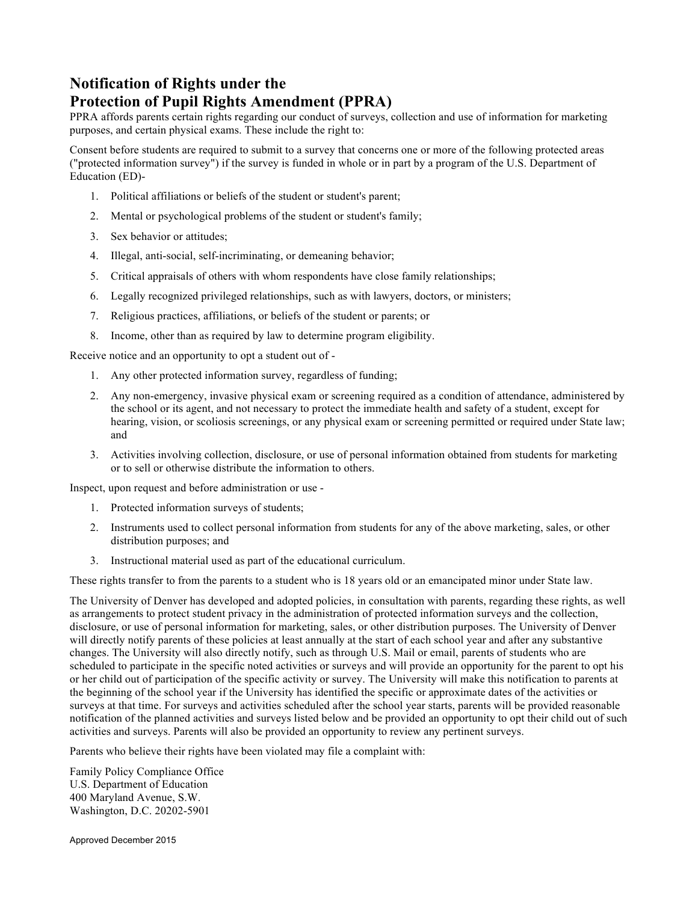# Notification of Rights under the Protection of Pupil Rights Amendment (PPRA)

PPRA affords parents certain rights regarding our conduct of surveys, collection and use of information for marketing purposes, and certain physical exams. These include the right to:

Consent before students are required to submit to a survey that concerns one or more of the following protected areas ("protected information survey") if the survey is funded in whole or in part by a program of the U.S. Department of Education (ED)-

1. Political affiliations or beliefs of the student or student's parent;
2. Mental or psychological problems of the student or student's family;
3. Sex behavior or attitudes;
4. Illegal, anti-social, self-incriminating, or demeaning behavior;
5. Critical appraisals of others with whom respondents have close family relationships;
6. Legally recognized privileged relationships, such as with lawyers, doctors, or ministers;
7. Religious practices, affiliations, or beliefs of the student or parents; or
8. Income, other than as required by law to determine program eligibility.

Receive notice and an opportunity to opt a student out of -

1. Any other protected information survey, regardless of funding;
2. Any non-emergency, invasive physical exam or screening required as a condition of attendance, administered by the school or its agent, and not necessary to protect the immediate health and safety of a student, except for hearing, vision, or scoliosis screenings, or any physical exam or screening permitted or required under State law; and
3. Activities involving collection, disclosure, or use of personal information obtained from students for marketing or to sell or otherwise distribute the information to others.

Inspect, upon request and before administration or use -

1. Protected information surveys of students;
2. Instruments used to collect personal information from students for any of the above marketing, sales, or other distribution purposes; and
3. Instructional material used as part of the educational curriculum.

These rights transfer to from the parents to a student who is 18 years old or an emancipated minor under State law.

The University of Denver has developed and adopted policies, in consultation with parents, regarding these rights, as well as arrangements to protect student privacy in the administration of protected information surveys and the collection, disclosure, or use of personal information for marketing, sales, or other distribution purposes. The University of Denver will directly notify parents of these policies at least annually at the start of each school year and after any substantive changes. The University will also directly notify, such as through U.S. Mail or email, parents of students who are scheduled to participate in the specific noted activities or surveys and will provide an opportunity for the parent to opt his or her child out of participation of the specific activity or survey. The University will make this notification to parents at the beginning of the school year if the University has identified the specific or approximate dates of the activities or surveys at that time. For surveys and activities scheduled after the school year starts, parents will be provided reasonable notification of the planned activities and surveys listed below and be provided an opportunity to opt their child out of such activities and surveys. Parents will also be provided an opportunity to review any pertinent surveys.

Parents who believe their rights have been violated may file a complaint with:

Family Policy Compliance Office
U.S. Department of Education
400 Maryland Avenue, S.W.
Washington, D.C. 20202-5901

Approved December 2015